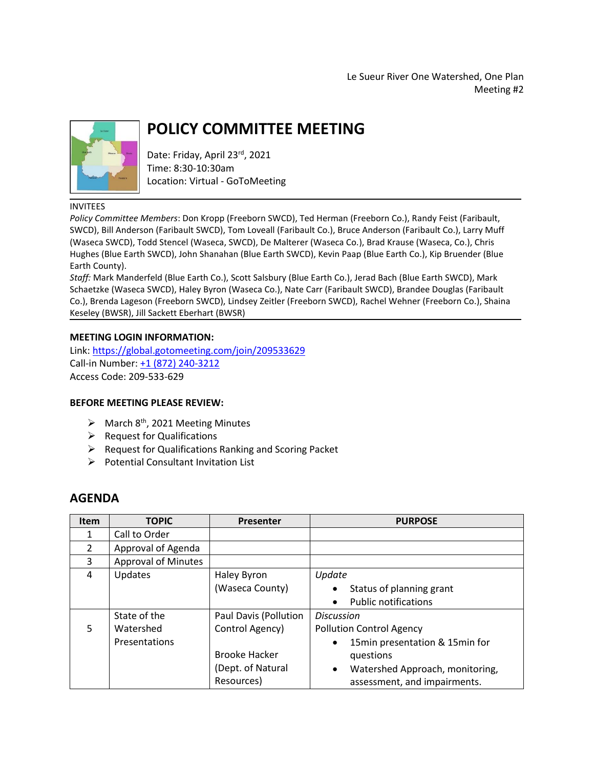Le Sueur River One Watershed, One Plan
Meeting #2

# POLICY COMMITTEE MEETING

Date: Friday, April 23rd, 2021
Time: 8:30-10:30am
Location: Virtual - GoToMeeting

INVITEES

*Policy Committee Members*: Don Kropp (Freeborn SWCD), Ted Herman (Freeborn Co.), Randy Feist (Faribault, SWCD), Bill Anderson (Faribault SWCD), Tom Loveall (Faribault Co.), Bruce Anderson (Faribault Co.), Larry Muff (Waseca SWCD), Todd Stencel (Waseca, SWCD), De Malterer (Waseca Co.), Brad Krause (Waseca, Co.), Chris Hughes (Blue Earth SWCD), John Shanahan (Blue Earth SWCD), Kevin Paap (Blue Earth Co.), Kip Bruender (Blue Earth County).

*Staff:* Mark Manderfeld (Blue Earth Co.), Scott Salsbury (Blue Earth Co.), Jerad Bach (Blue Earth SWCD), Mark Schaetzke (Waseca SWCD), Haley Byron (Waseca Co.), Nate Carr (Faribault SWCD), Brandee Douglas (Faribault Co.), Brenda Lageson (Freeborn SWCD), Lindsey Zeitler (Freeborn SWCD), Rachel Wehner (Freeborn Co.), Shaina Keseley (BWSR), Jill Sackett Eberhart (BWSR)

**MEETING LOGIN INFORMATION:**

Link: https://global.gotomeeting.com/join/209533629
Call-in Number: +1 (872) 240-3212
Access Code: 209-533-629

**BEFORE MEETING PLEASE REVIEW:**

- March 8th, 2021 Meeting Minutes
- Request for Qualifications
- Request for Qualifications Ranking and Scoring Packet
- Potential Consultant Invitation List

## AGENDA

| Item | TOPIC | Presenter | PURPOSE |
|---|---|---|---|
| 1 | Call to Order | | |
| 2 | Approval of Agenda | | |
| 3 | Approval of Minutes | | |
| 4 | Updates | Haley Byron (Waseca County) | *Update* <br> • Status of planning grant <br> • Public notifications |
| 5 | State of the Watershed Presentations | Paul Davis (Pollution Control Agency) <br><br> Brooke Hacker (Dept. of Natural Resources) | *Discussion* <br> Pollution Control Agency <br> • 15min presentation & 15min for questions <br> • Watershed Approach, monitoring, assessment, and impairments. |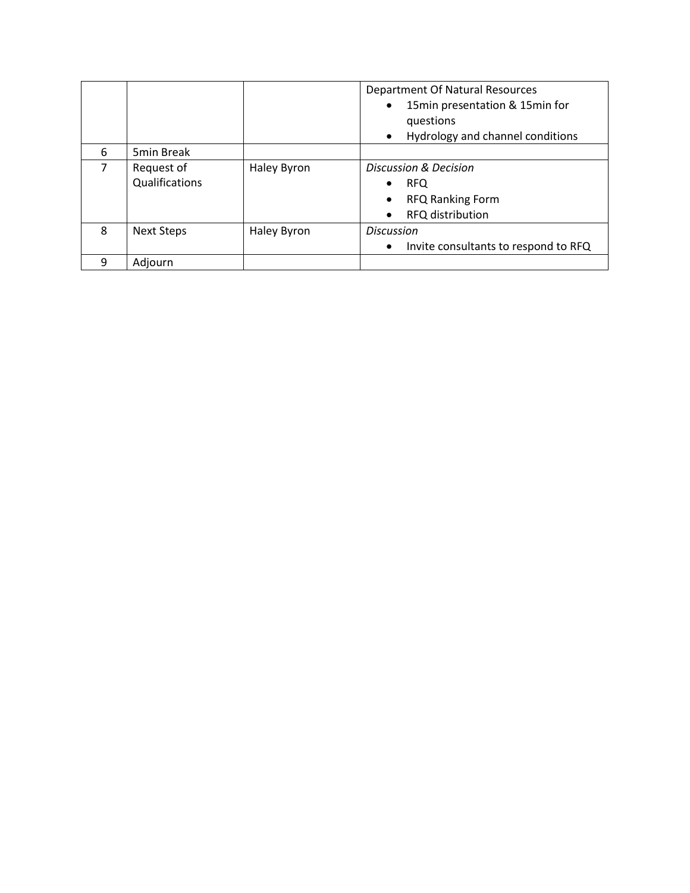| | | | |
|---|---|---|---|
| | | | Department Of Natural Resources<br>• 15min presentation & 15min for questions<br>• Hydrology and channel conditions |
| 6 | 5min Break | | |
| 7 | Request of Qualifications | Haley Byron | *Discussion & Decision*<br>• RFQ<br>• RFQ Ranking Form<br>• RFQ distribution |
| 8 | Next Steps | Haley Byron | *Discussion*<br>• Invite consultants to respond to RFQ |
| 9 | Adjourn | | |